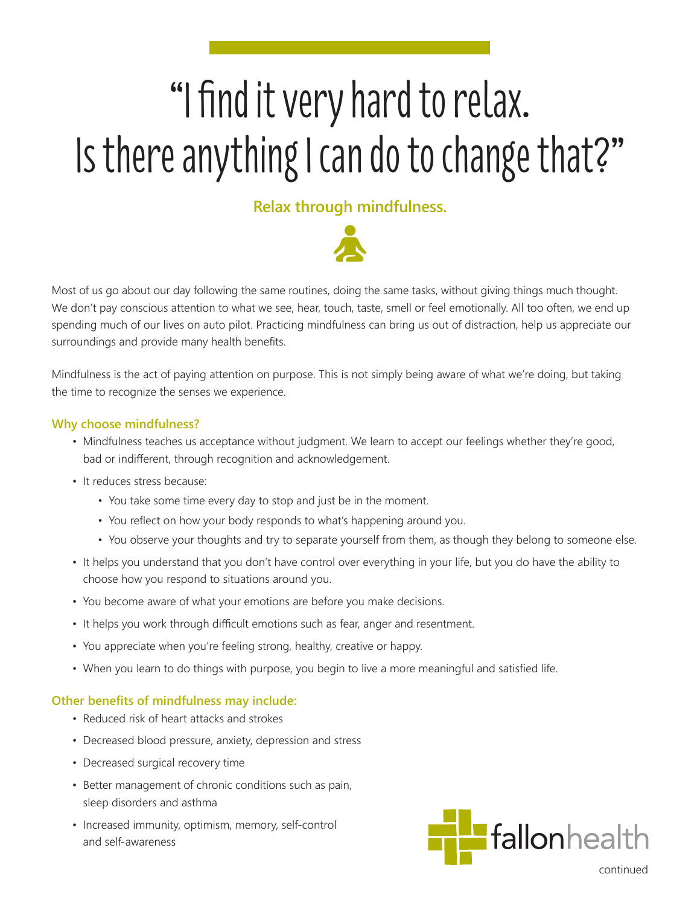# "I find it very hard to relax. Is there anything I can do to change that?"

## Relax through mindfulness.

Most of us go about our day following the same routines, doing the same tasks, without giving things much thought. We don't pay conscious attention to what we see, hear, touch, taste, smell or feel emotionally. All too often, we end up spending much of our lives on auto pilot. Practicing mindfulness can bring us out of distraction, help us appreciate our surroundings and provide many health benefits.

Mindfulness is the act of paying attention on purpose. This is not simply being aware of what we're doing, but taking the time to recognize the senses we experience.

### Why choose mindfulness?

- Mindfulness teaches us acceptance without judgment. We learn to accept our feelings whether they're good, bad or indifferent, through recognition and acknowledgement.
- It reduces stress because:
  - You take some time every day to stop and just be in the moment.
  - You reflect on how your body responds to what's happening around you.
  - You observe your thoughts and try to separate yourself from them, as though they belong to someone else.
- It helps you understand that you don't have control over everything in your life, but you do have the ability to choose how you respond to situations around you.
- You become aware of what your emotions are before you make decisions.
- It helps you work through difficult emotions such as fear, anger and resentment.
- You appreciate when you're feeling strong, healthy, creative or happy.
- When you learn to do things with purpose, you begin to live a more meaningful and satisfied life.

### Other benefits of mindfulness may include:

- Reduced risk of heart attacks and strokes
- Decreased blood pressure, anxiety, depression and stress
- Decreased surgical recovery time
- Better management of chronic conditions such as pain, sleep disorders and asthma
- Increased immunity, optimism, memory, self-control and self-awareness

fallonhealth

continued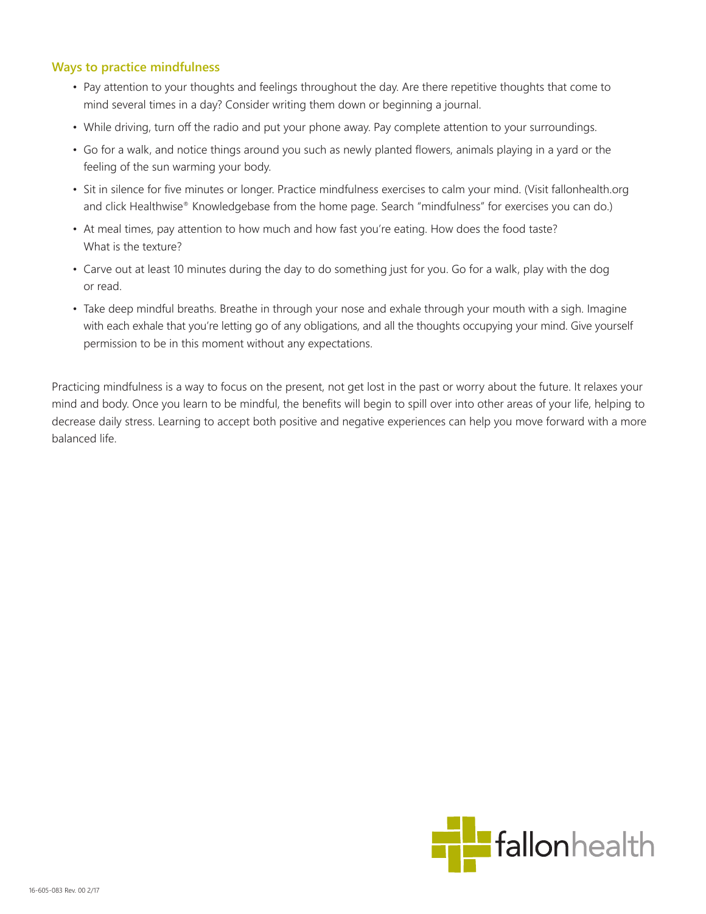## Ways to practice mindfulness

- Pay attention to your thoughts and feelings throughout the day. Are there repetitive thoughts that come to mind several times in a day? Consider writing them down or beginning a journal.
- While driving, turn off the radio and put your phone away. Pay complete attention to your surroundings.
- Go for a walk, and notice things around you such as newly planted flowers, animals playing in a yard or the feeling of the sun warming your body.
- Sit in silence for five minutes or longer. Practice mindfulness exercises to calm your mind. (Visit fallonhealth.org and click Healthwise® Knowledgebase from the home page. Search "mindfulness" for exercises you can do.)
- At meal times, pay attention to how much and how fast you're eating. How does the food taste? What is the texture?
- Carve out at least 10 minutes during the day to do something just for you. Go for a walk, play with the dog or read.
- Take deep mindful breaths. Breathe in through your nose and exhale through your mouth with a sigh. Imagine with each exhale that you're letting go of any obligations, and all the thoughts occupying your mind. Give yourself permission to be in this moment without any expectations.

Practicing mindfulness is a way to focus on the present, not get lost in the past or worry about the future. It relaxes your mind and body. Once you learn to be mindful, the benefits will begin to spill over into other areas of your life, helping to decrease daily stress. Learning to accept both positive and negative experiences can help you move forward with a more balanced life.

fallonhealth

16-605-083 Rev. 00 2/17